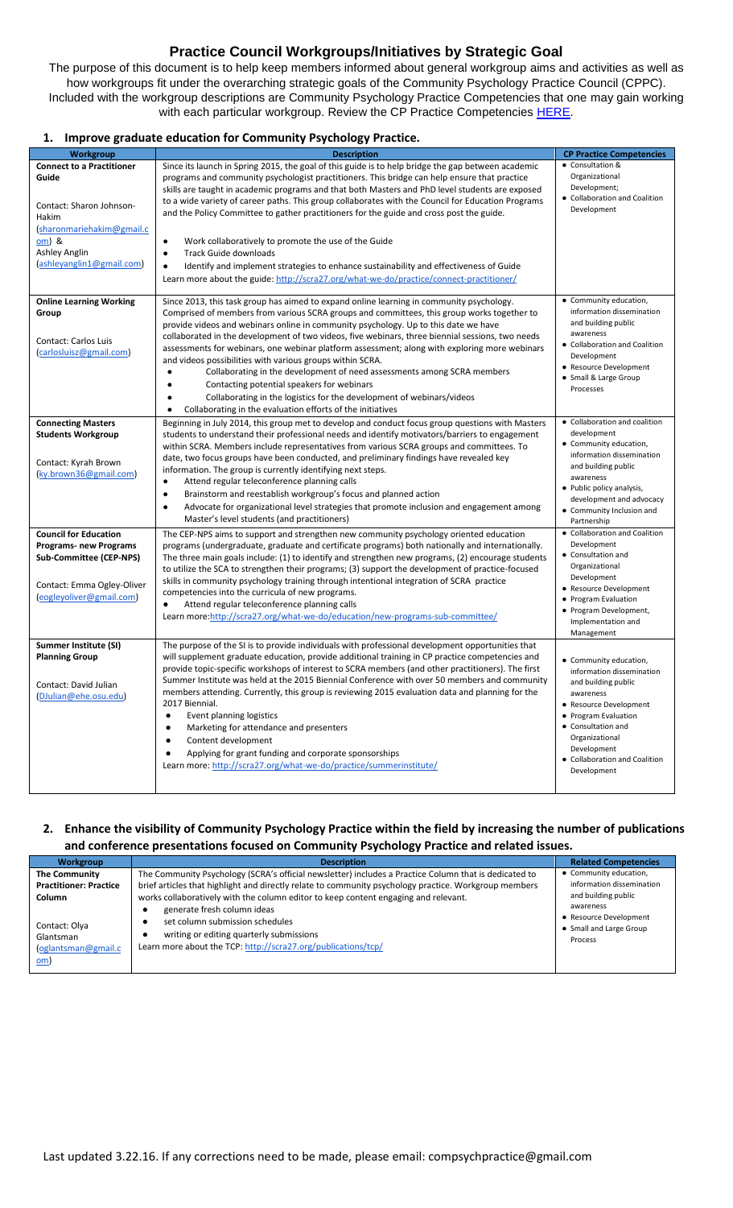# Practice Council Workgroups/Initiatives by Strategic Goal

The purpose of this document is to help keep members informed about general workgroup aims and activities as well as how workgroups fit under the overarching strategic goals of the Community Psychology Practice Council (CPPC). Included with the workgroup descriptions are Community Psychology Practice Competencies that one may gain working with each particular workgroup. Review the CP Practice Competencies HERE.

## 1. Improve graduate education for Community Psychology Practice.

| Workgroup | Description | CP Practice Competencies |
|---|---|---|
| **Connect to a Practitioner Guide**<br><br>Contact: Sharon Johnson-Hakim (sharonmariehakim@gmail.com) & Ashley Anglin (ashleyanglin1@gmail.com) | Since its launch in Spring 2015, the goal of this guide is to help bridge the gap between academic programs and community psychologist practitioners. This bridge can help ensure that practice skills are taught in academic programs and that both Masters and PhD level students are exposed to a wide variety of career paths. This group collaborates with the Council for Education Programs and the Policy Committee to gather practitioners for the guide and cross post the guide.<br>• Work collaboratively to promote the use of the Guide<br>• Track Guide downloads<br>• Identify and implement strategies to enhance sustainability and effectiveness of Guide<br>Learn more about the guide: http://scra27.org/what-we-do/practice/connect-practitioner/ | • Consultation & Organizational Development;<br>• Collaboration and Coalition Development |
| **Online Learning Working Group**<br><br>Contact: Carlos Luis (carlosluisz@gmail.com) | Since 2013, this task group has aimed to expand online learning in community psychology. Comprised of members from various SCRA groups and committees, this group works together to provide videos and webinars online in community psychology. Up to this date we have collaborated in the development of two videos, five webinars, three biennial sessions, two needs assessments for webinars, one webinar platform assessment; along with exploring more webinars and videos possibilities with various groups within SCRA.<br>• Collaborating in the development of need assessments among SCRA members<br>• Contacting potential speakers for webinars<br>• Collaborating in the logistics for the development of webinars/videos<br>• Collaborating in the evaluation efforts of the initiatives | • Community education, information dissemination and building public awareness<br>• Collaboration and Coalition Development<br>• Resource Development<br>• Small & Large Group Processes |
| **Connecting Masters Students Workgroup**<br><br>Contact: Kyrah Brown (ky.brown36@gmail.com) | Beginning in July 2014, this group met to develop and conduct focus group questions with Masters students to understand their professional needs and identify motivators/barriers to engagement within SCRA. Members include representatives from various SCRA groups and committees. To date, two focus groups have been conducted, and preliminary findings have revealed key information. The group is currently identifying next steps.<br>• Attend regular teleconference planning calls<br>• Brainstorm and reestablish workgroup's focus and planned action<br>• Advocate for organizational level strategies that promote inclusion and engagement among Master's level students (and practitioners) | • Collaboration and coalition development<br>• Community education, information dissemination and building public awareness<br>• Public policy analysis, development and advocacy<br>• Community Inclusion and Partnership |
| **Council for Education Programs- new Programs Sub-Committee (CEP-NPS)**<br><br>Contact: Emma Ogley-Oliver (eogleyoliver@gmail.com) | The CEP-NPS aims to support and strengthen new community psychology oriented education programs (undergraduate, graduate and certificate programs) both nationally and internationally. The three main goals include: (1) to identify and strengthen new programs, (2) encourage students to utilize the SCA to strengthen their programs; (3) support the development of practice-focused skills in community psychology training through intentional integration of SCRA practice competencies into the curricula of new programs.<br>• Attend regular teleconference planning calls<br>Learn more:http://scra27.org/what-we-do/education/new-programs-sub-committee/ | • Collaboration and Coalition Development<br>• Consultation and Organizational Development<br>• Resource Development<br>• Program Evaluation<br>• Program Development, Implementation and Management |
| **Summer Institute (SI) Planning Group**<br><br>Contact: David Julian (DJulian@ehe.osu.edu) | The purpose of the SI is to provide individuals with professional development opportunities that will supplement graduate education, provide additional training in CP practice competencies and provide topic-specific workshops of interest to SCRA members (and other practitioners). The first Summer Institute was held at the 2015 Biennial Conference with over 50 members and community members attending. Currently, this group is reviewing 2015 evaluation data and planning for the 2017 Biennial.<br>• Event planning logistics<br>• Marketing for attendance and presenters<br>• Content development<br>• Applying for grant funding and corporate sponsorships<br>Learn more: http://scra27.org/what-we-do/practice/summerinstitute/ | • Community education, information dissemination and building public awareness<br>• Resource Development<br>• Program Evaluation<br>• Consultation and Organizational Development<br>• Collaboration and Coalition Development |

## 2. Enhance the visibility of Community Psychology Practice within the field by increasing the number of publications and conference presentations focused on Community Psychology Practice and related issues.

| Workgroup | Description | Related Competencies |
|---|---|---|
| **The Community Practitioner: Practice Column**<br><br>Contact: Olya Glantsman (oglantsman@gmail.com) | The Community Psychology (SCRA's official newsletter) includes a Practice Column that is dedicated to brief articles that highlight and directly relate to community psychology practice. Workgroup members works collaboratively with the column editor to keep content engaging and relevant.<br>• generate fresh column ideas<br>• set column submission schedules<br>• writing or editing quarterly submissions<br>Learn more about the TCP: http://scra27.org/publications/tcp/ | • Community education, information dissemination and building public awareness<br>• Resource Development<br>• Small and Large Group Process |

Last updated 3.22.16. If any corrections need to be made, please email: compsychpractice@gmail.com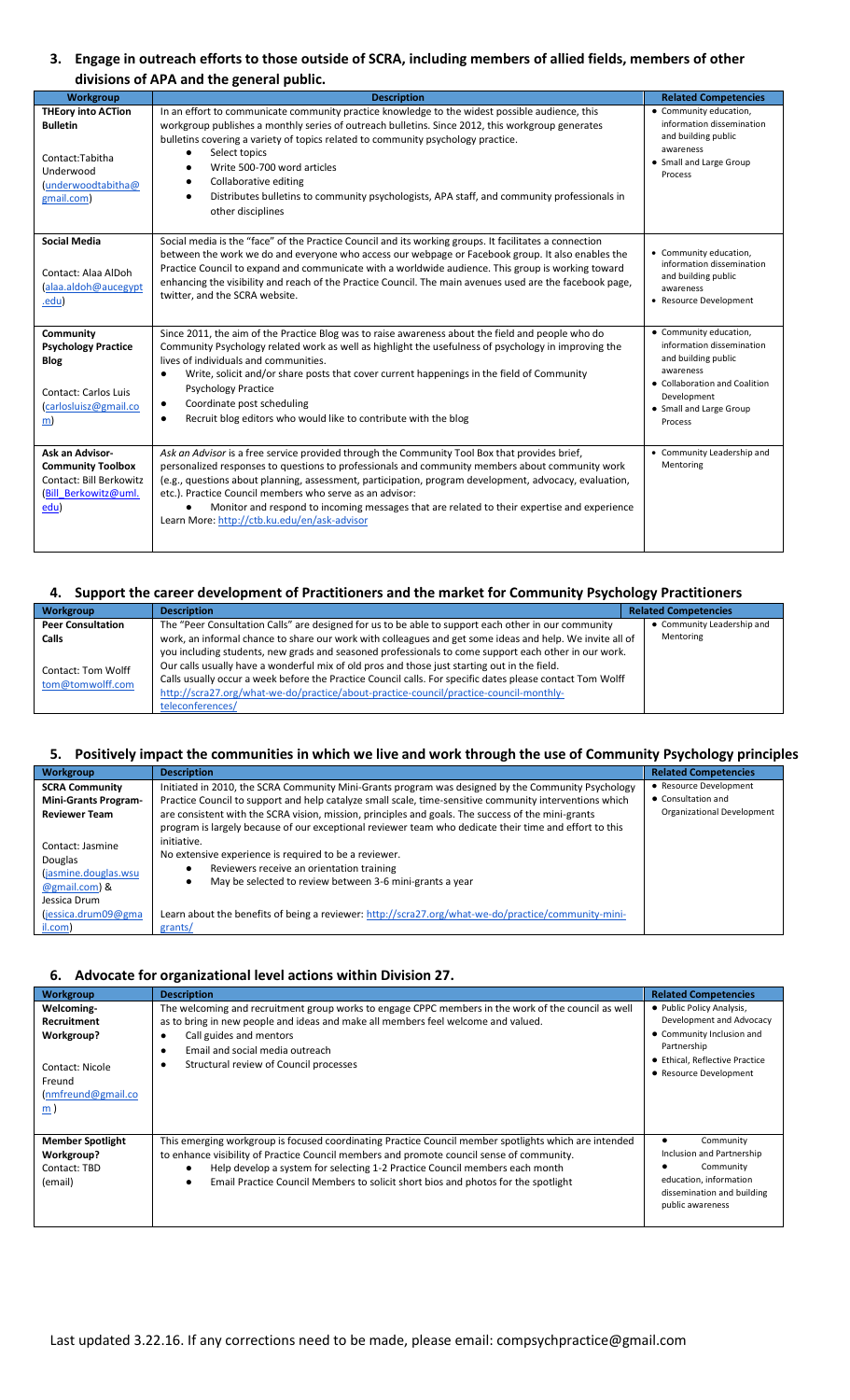## 3. Engage in outreach efforts to those outside of SCRA, including members of allied fields, members of other divisions of APA and the general public.

| Workgroup | Description | Related Competencies |
|---|---|---|
| **THEory into ACTion Bulletin**<br><br>Contact:Tabitha Underwood (underwoodtabitha@gmail.com) | In an effort to communicate community practice knowledge to the widest possible audience, this workgroup publishes a monthly series of outreach bulletins. Since 2012, this workgroup generates bulletins covering a variety of topics related to community psychology practice.<br>• Select topics<br>• Write 500-700 word articles<br>• Collaborative editing<br>• Distributes bulletins to community psychologists, APA staff, and community professionals in other disciplines | • Community education, information dissemination and building public awareness<br>• Small and Large Group Process |
| **Social Media**<br><br>Contact: Alaa AlDoh (alaa.aldoh@aucegypt.edu) | Social media is the "face" of the Practice Council and its working groups. It facilitates a connection between the work we do and everyone who access our webpage or Facebook group. It also enables the Practice Council to expand and communicate with a worldwide audience. This group is working toward enhancing the visibility and reach of the Practice Council. The main avenues used are the facebook page, twitter, and the SCRA website. | • Community education, information dissemination and building public awareness<br>• Resource Development |
| **Community Psychology Practice Blog**<br><br>Contact: Carlos Luis (carlosluisz@gmail.com) | Since 2011, the aim of the Practice Blog was to raise awareness about the field and people who do Community Psychology related work as well as highlight the usefulness of psychology in improving the lives of individuals and communities.<br>• Write, solicit and/or share posts that cover current happenings in the field of Community Psychology Practice<br>• Coordinate post scheduling<br>• Recruit blog editors who would like to contribute with the blog | • Community education, information dissemination and building public awareness<br>• Collaboration and Coalition Development<br>• Small and Large Group Process |
| **Ask an Advisor- Community Toolbox**<br>Contact: Bill Berkowitz (Bill_Berkowitz@uml.edu) | *Ask an Advisor* is a free service provided through the Community Tool Box that provides brief, personalized responses to questions to professionals and community members about community work (e.g., questions about planning, assessment, participation, program development, advocacy, evaluation, etc.). Practice Council members who serve as an advisor:<br>• Monitor and respond to incoming messages that are related to their expertise and experience<br>Learn More: http://ctb.ku.edu/en/ask-advisor | • Community Leadership and Mentoring |

## 4. Support the career development of Practitioners and the market for Community Psychology Practitioners

| Workgroup | Description | Related Competencies |
|---|---|---|
| **Peer Consultation Calls**<br><br>Contact: Tom Wolff tom@tomwolff.com | The "Peer Consultation Calls" are designed for us to be able to support each other in our community work, an informal chance to share our work with colleagues and get some ideas and help. We invite all of you including students, new grads and seasoned professionals to come support each other in our work. Our calls usually have a wonderful mix of old pros and those just starting out in the field. Calls usually occur a week before the Practice Council calls. For specific dates please contact Tom Wolff http://scra27.org/what-we-do/practice/about-practice-council/practice-council-monthly-teleconferences/ | • Community Leadership and Mentoring |

## 5. Positively impact the communities in which we live and work through the use of Community Psychology principles

| Workgroup | Description | Related Competencies |
|---|---|---|
| **SCRA Community Mini-Grants Program-Reviewer Team**<br><br>Contact: Jasmine Douglas (jasmine.douglas.wsu@gmail.com) & Jessica Drum (jessica.drum09@gmail.com) | Initiated in 2010, the SCRA Community Mini-Grants program was designed by the Community Psychology Practice Council to support and help catalyze small scale, time-sensitive community interventions which are consistent with the SCRA vision, mission, principles and goals. The success of the mini-grants program is largely because of our exceptional reviewer team who dedicate their time and effort to this initiative.<br>No extensive experience is required to be a reviewer.<br>• Reviewers receive an orientation training<br>• May be selected to review between 3-6 mini-grants a year<br><br>Learn about the benefits of being a reviewer: http://scra27.org/what-we-do/practice/community-mini-grants/ | • Resource Development<br>• Consultation and Organizational Development |

## 6. Advocate for organizational level actions within Division 27.

| Workgroup | Description | Related Competencies |
|---|---|---|
| **Welcoming-Recruitment Workgroup?**<br><br>Contact: Nicole Freund (nmfreund@gmail.com) | The welcoming and recruitment group works to engage CPPC members in the work of the council as well as to bring in new people and ideas and make all members feel welcome and valued.<br>• Call guides and mentors<br>• Email and social media outreach<br>• Structural review of Council processes | • Public Policy Analysis, Development and Advocacy<br>• Community Inclusion and Partnership<br>• Ethical, Reflective Practice<br>• Resource Development |
| **Member Spotlight Workgroup?**<br>Contact: TBD (email) | This emerging workgroup is focused coordinating Practice Council member spotlights which are intended to enhance visibility of Practice Council members and promote council sense of community.<br>• Help develop a system for selecting 1-2 Practice Council members each month<br>• Email Practice Council Members to solicit short bios and photos for the spotlight | • Community Inclusion and Partnership<br>• Community education, information dissemination and building public awareness |

Last updated 3.22.16. If any corrections need to be made, please email: compsychpractice@gmail.com